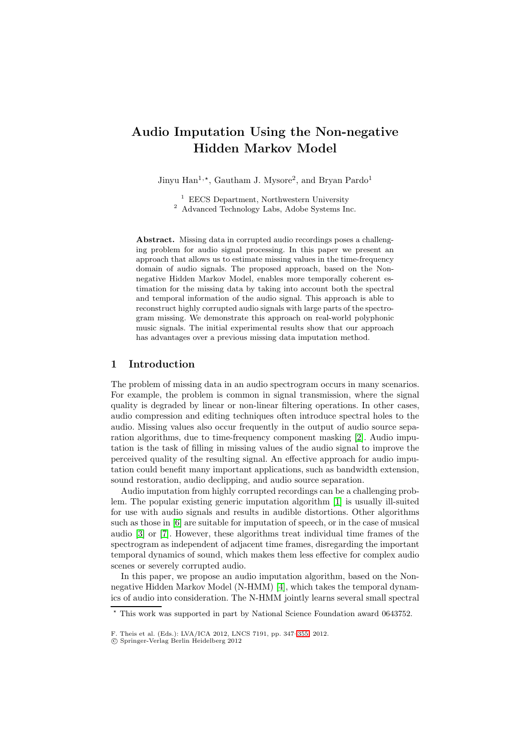# Audio Imputation Using the Non-negative Hidden Markov Model

Jinyu Han[1,⋆], Gautham J. Mysore[2], and Bryan Pardo[1]

[1] EECS Department, Northwestern University
[2] Advanced Technology Labs, Adobe Systems Inc.

**Abstract.** Missing data in corrupted audio recordings poses a challenging problem for audio signal processing. In this paper we present an approach that allows us to estimate missing values in the time-frequency domain of audio signals. The proposed approach, based on the Non-negative Hidden Markov Model, enables more temporally coherent estimation for the missing data by taking into account both the spectral and temporal information of the audio signal. This approach is able to reconstruct highly corrupted audio signals with large parts of the spectrogram missing. We demonstrate this approach on real-world polyphonic music signals. The initial experimental results show that our approach has advantages over a previous missing data imputation method.

## 1 Introduction

The problem of missing data in an audio spectrogram occurs in many scenarios. For example, the problem is common in signal transmission, where the signal quality is degraded by linear or non-linear filtering operations. In other cases, audio compression and editing techniques often introduce spectral holes to the audio. Missing values also occur frequently in the output of audio source separation algorithms, due to time-frequency component masking [2]. Audio imputation is the task of filling in missing values of the audio signal to improve the perceived quality of the resulting signal. An effective approach for audio imputation could benefit many important applications, such as bandwidth extension, sound restoration, audio declipping, and audio source separation.

Audio imputation from highly corrupted recordings can be a challenging problem. The popular existing generic imputation algorithm [1] is usually ill-suited for use with audio signals and results in audible distortions. Other algorithms such as those in [6] are suitable for imputation of speech, or in the case of musical audio [3] or [7]. However, these algorithms treat individual time frames of the spectrogram as independent of adjacent time frames, disregarding the important temporal dynamics of sound, which makes them less effective for complex audio scenes or severely corrupted audio.

In this paper, we propose an audio imputation algorithm, based on the Non-negative Hidden Markov Model (N-HMM) [4], which takes the temporal dynamics of audio into consideration. The N-HMM jointly learns several small spectral

⋆ This work was supported in part by National Science Foundation award 0643752.

F. Theis et al. (Eds.): LVA/ICA 2012, LNCS 7191, pp. 347–355, 2012.
© Springer-Verlag Berlin Heidelberg 2012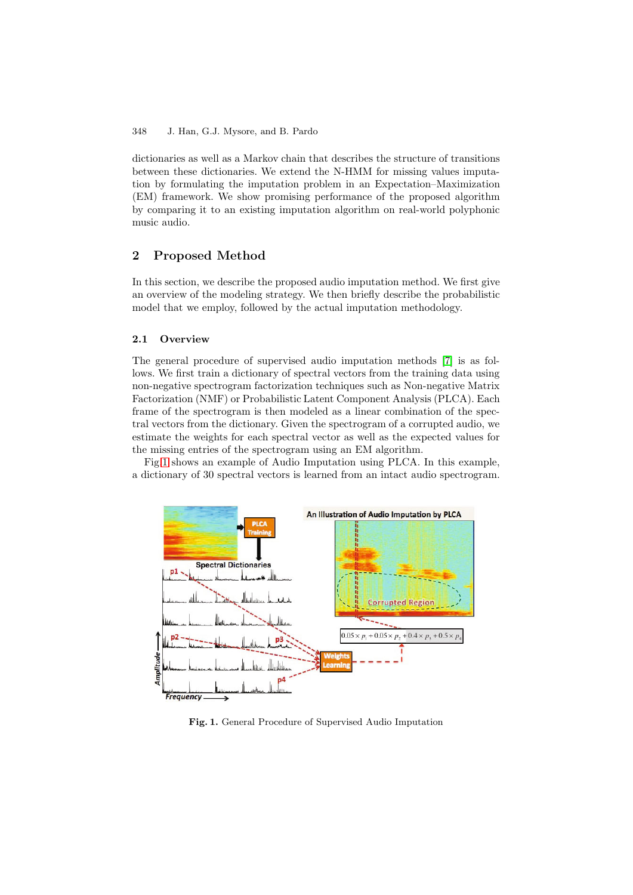dictionaries as well as a Markov chain that describes the structure of transitions between these dictionaries. We extend the N-HMM for missing values imputation by formulating the imputation problem in an Expectation–Maximization (EM) framework. We show promising performance of the proposed algorithm by comparing it to an existing imputation algorithm on real-world polyphonic music audio.

## 2 Proposed Method

In this section, we describe the proposed audio imputation method. We first give an overview of the modeling strategy. We then briefly describe the probabilistic model that we employ, followed by the actual imputation methodology.

### 2.1 Overview

The general procedure of supervised audio imputation methods [7] is as follows. We first train a dictionary of spectral vectors from the training data using non-negative spectrogram factorization techniques such as Non-negative Matrix Factorization (NMF) or Probabilistic Latent Component Analysis (PLCA). Each frame of the spectrogram is then modeled as a linear combination of the spectral vectors from the dictionary. Given the spectrogram of a corrupted audio, we estimate the weights for each spectral vector as well as the expected values for the missing entries of the spectrogram using an EM algorithm.

Fig 1 shows an example of Audio Imputation using PLCA. In this example, a dictionary of 30 spectral vectors is learned from an intact audio spectrogram.

**Fig. 1.** General Procedure of Supervised Audio Imputation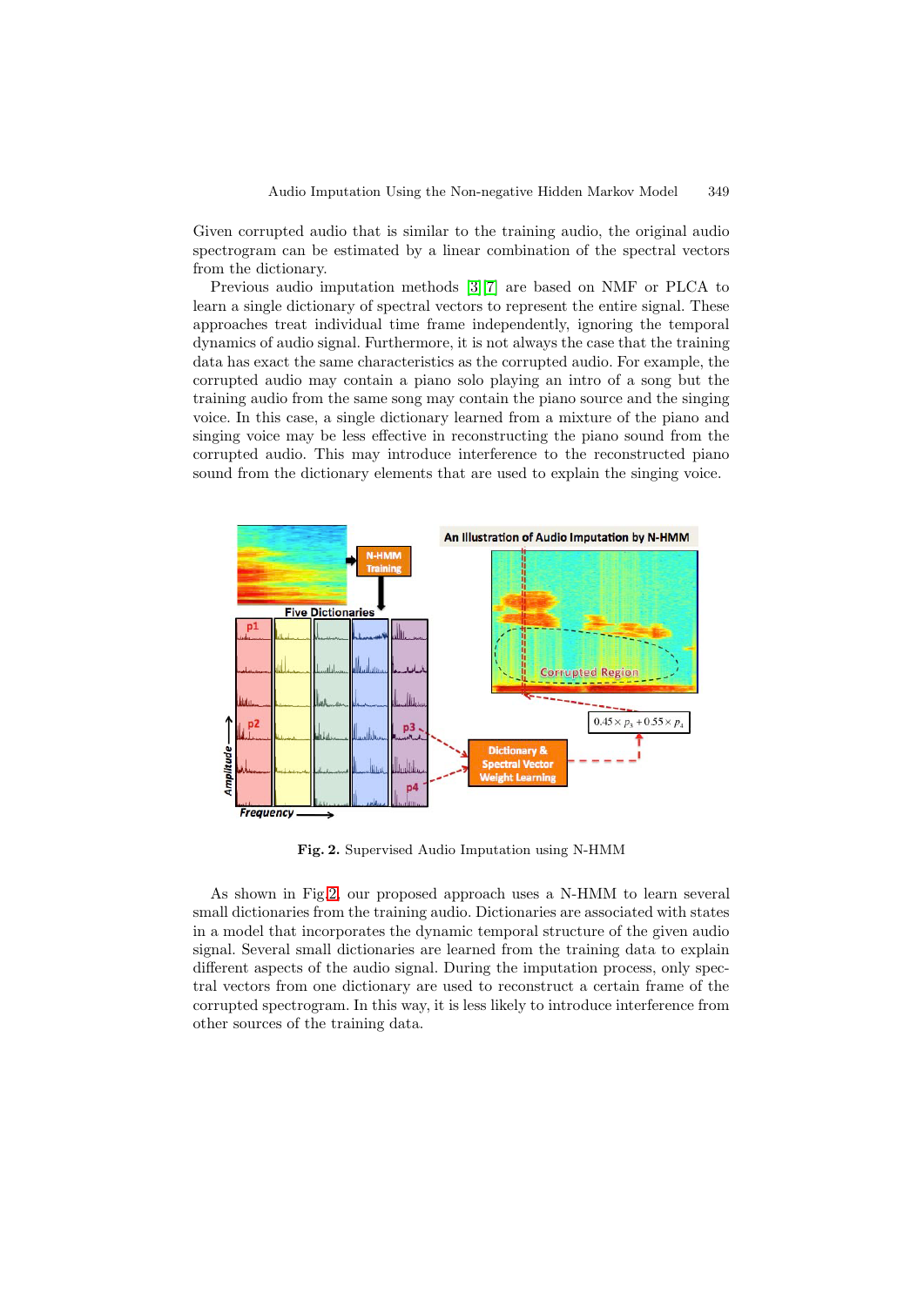Given corrupted audio that is similar to the training audio, the original audio spectrogram can be estimated by a linear combination of the spectral vectors from the dictionary.

Previous audio imputation methods [3,7] are based on NMF or PLCA to learn a single dictionary of spectral vectors to represent the entire signal. These approaches treat individual time frame independently, ignoring the temporal dynamics of audio signal. Furthermore, it is not always the case that the training data has exact the same characteristics as the corrupted audio. For example, the corrupted audio may contain a piano solo playing an intro of a song but the training audio from the same song may contain the piano source and the singing voice. In this case, a single dictionary learned from a mixture of the piano and singing voice may be less effective in reconstructing the piano sound from the corrupted audio. This may introduce interference to the reconstructed piano sound from the dictionary elements that are used to explain the singing voice.

**Fig. 2.** Supervised Audio Imputation using N-HMM

As shown in Fig. 2, our proposed approach uses a N-HMM to learn several small dictionaries from the training audio. Dictionaries are associated with states in a model that incorporates the dynamic temporal structure of the given audio signal. Several small dictionaries are learned from the training data to explain different aspects of the audio signal. During the imputation process, only spectral vectors from one dictionary are used to reconstruct a certain frame of the corrupted spectrogram. In this way, it is less likely to introduce interference from other sources of the training data.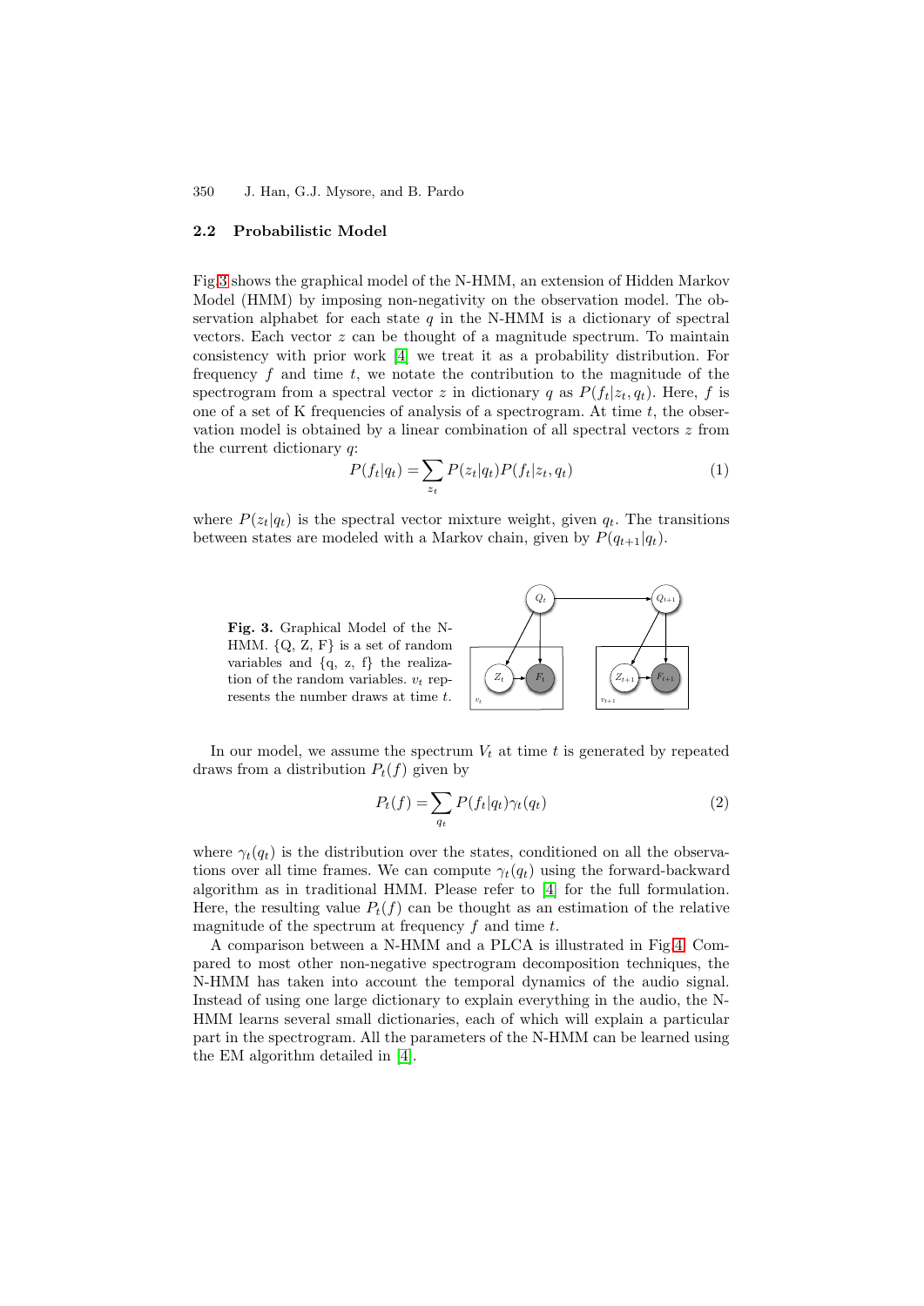### 2.2 Probabilistic Model

Fig 3 shows the graphical model of the N-HMM, an extension of Hidden Markov Model (HMM) by imposing non-negativity on the observation model. The observation alphabet for each state $q$ in the N-HMM is a dictionary of spectral vectors. Each vector $z$ can be thought of a magnitude spectrum. To maintain consistency with prior work [4] we treat it as a probability distribution. For frequency $f$ and time $t$, we notate the contribution to the magnitude of the spectrogram from a spectral vector $z$ in dictionary $q$ as $P(f_t|z_t, q_t)$. Here, $f$ is one of a set of K frequencies of analysis of a spectrogram. At time $t$, the observation model is obtained by a linear combination of all spectral vectors $z$ from the current dictionary $q$:

$$P(f_t|q_t) = \sum_{z_t} P(z_t|q_t) P(f_t|z_t, q_t) \tag{1}$$

where $P(z_t|q_t)$ is the spectral vector mixture weight, given $q_t$. The transitions between states are modeled with a Markov chain, given by $P(q_{t+1}|q_t)$.

**Fig. 3.** Graphical Model of the N-HMM. {Q, Z, F} is a set of random variables and {q, z, f} the realization of the random variables. $v_t$ represents the number draws at time $t$.

In our model, we assume the spectrum $V_t$ at time $t$ is generated by repeated draws from a distribution $P_t(f)$ given by

$$P_t(f) = \sum_{q_t} P(f_t|q_t) \gamma_t(q_t) \tag{2}$$

where $\gamma_t(q_t)$ is the distribution over the states, conditioned on all the observations over all time frames. We can compute $\gamma_t(q_t)$ using the forward-backward algorithm as in traditional HMM. Please refer to [4] for the full formulation. Here, the resulting value $P_t(f)$ can be thought as an estimation of the relative magnitude of the spectrum at frequency $f$ and time $t$.

A comparison between a N-HMM and a PLCA is illustrated in Fig 4. Compared to most other non-negative spectrogram decomposition techniques, the N-HMM has taken into account the temporal dynamics of the audio signal. Instead of using one large dictionary to explain everything in the audio, the N-HMM learns several small dictionaries, each of which will explain a particular part in the spectrogram. All the parameters of the N-HMM can be learned using the EM algorithm detailed in [4].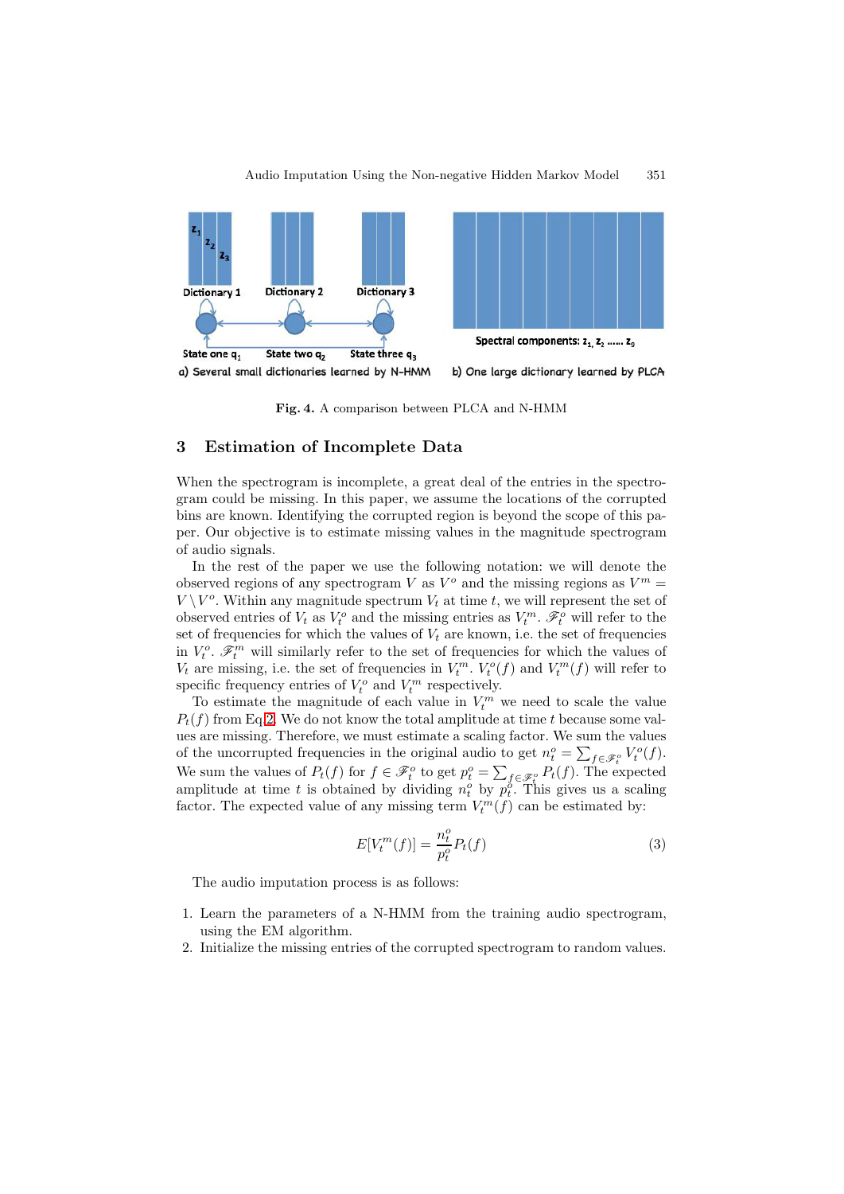Fig. 4. A comparison between PLCA and N-HMM

## 3 Estimation of Incomplete Data

When the spectrogram is incomplete, a great deal of the entries in the spectrogram could be missing. In this paper, we assume the locations of the corrupted bins are known. Identifying the corrupted region is beyond the scope of this paper. Our objective is to estimate missing values in the magnitude spectrogram of audio signals.

In the rest of the paper we use the following notation: we will denote the observed regions of any spectrogram $V$ as $V^o$ and the missing regions as $V^m = V \setminus V^o$. Within any magnitude spectrum $V_t$ at time $t$, we will represent the set of observed entries of $V_t$ as $V_t^o$ and the missing entries as $V_t^m$. $\mathscr{F}_t^o$ will refer to the set of frequencies for which the values of $V_t$ are known, i.e. the set of frequencies in $V_t^o$. $\mathscr{F}_t^m$ will similarly refer to the set of frequencies for which the values of $V_t$ are missing, i.e. the set of frequencies in $V_t^m$. $V_t^o(f)$ and $V_t^m(f)$ will refer to specific frequency entries of $V_t^o$ and $V_t^m$ respectively.

To estimate the magnitude of each value in $V_t^m$ we need to scale the value $P_t(f)$ from Eq.2. We do not know the total amplitude at time $t$ because some values are missing. Therefore, we must estimate a scaling factor. We sum the values of the uncorrupted frequencies in the original audio to get $n_t^o = \sum_{f \in \mathscr{F}_t^o} V_t^o(f)$. We sum the values of $P_t(f)$ for $f \in \mathscr{F}_t^o$ to get $p_t^o = \sum_{f \in \mathscr{F}_t^o} P_t(f)$. The expected amplitude at time $t$ is obtained by dividing $n_t^o$ by $p_t^o$. This gives us a scaling factor. The expected value of any missing term $V_t^m(f)$ can be estimated by:

$$E[V_t^m(f)] = \frac{n_t^o}{p_t^o} P_t(f) \tag{3}$$

The audio imputation process is as follows:

1. Learn the parameters of a N-HMM from the training audio spectrogram, using the EM algorithm.
2. Initialize the missing entries of the corrupted spectrogram to random values.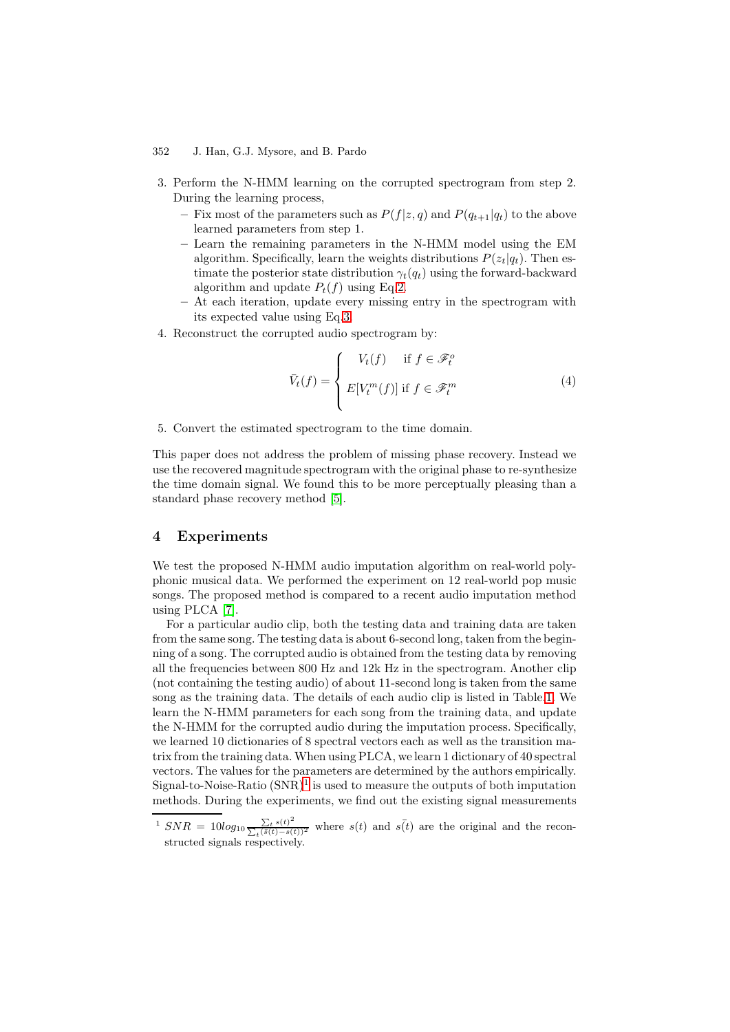3. Perform the N-HMM learning on the corrupted spectrogram from step 2. During the learning process,
   - Fix most of the parameters such as $P(f|z,q)$ and $P(q_{t+1}|q_t)$ to the above learned parameters from step 1.
   - Learn the remaining parameters in the N-HMM model using the EM algorithm. Specifically, learn the weights distributions $P(z_t|q_t)$. Then estimate the posterior state distribution $\gamma_t(q_t)$ using the forward-backward algorithm and update $P_t(f)$ using Eq.2.
   - At each iteration, update every missing entry in the spectrogram with its expected value using Eq.3.
4. Reconstruct the corrupted audio spectrogram by:

$$\bar{V}_t(f) = \begin{cases} V_t(f) & \text{if } f \in \mathscr{F}_t^o \\ E[V_t^m(f)] & \text{if } f \in \mathscr{F}_t^m \end{cases} \tag{4}$$

5. Convert the estimated spectrogram to the time domain.

This paper does not address the problem of missing phase recovery. Instead we use the recovered magnitude spectrogram with the original phase to re-synthesize the time domain signal. We found this to be more perceptually pleasing than a standard phase recovery method [5].

## 4 Experiments

We test the proposed N-HMM audio imputation algorithm on real-world polyphonic musical data. We performed the experiment on 12 real-world pop music songs. The proposed method is compared to a recent audio imputation method using PLCA [7].

For a particular audio clip, both the testing data and training data are taken from the same song. The testing data is about 6-second long, taken from the beginning of a song. The corrupted audio is obtained from the testing data by removing all the frequencies between 800 Hz and 12k Hz in the spectrogram. Another clip (not containing the testing audio) of about 11-second long is taken from the same song as the training data. The details of each audio clip is listed in Table 1. We learn the N-HMM parameters for each song from the training data, and update the N-HMM for the corrupted audio during the imputation process. Specifically, we learned 10 dictionaries of 8 spectral vectors each as well as the transition matrix from the training data. When using PLCA, we learn 1 dictionary of 40 spectral vectors. The values for the parameters are determined by the authors empirically. Signal-to-Noise-Ratio (SNR)[1] is used to measure the outputs of both imputation methods. During the experiments, we find out the existing signal measurements

[1] $SNR = 10log_{10}\frac{\sum_t s(t)^2}{\sum_t (\tilde{s}(t)-s(t))^2}$ where $s(t)$ and $\tilde{s(t)}$ are the original and the reconstructed signals respectively.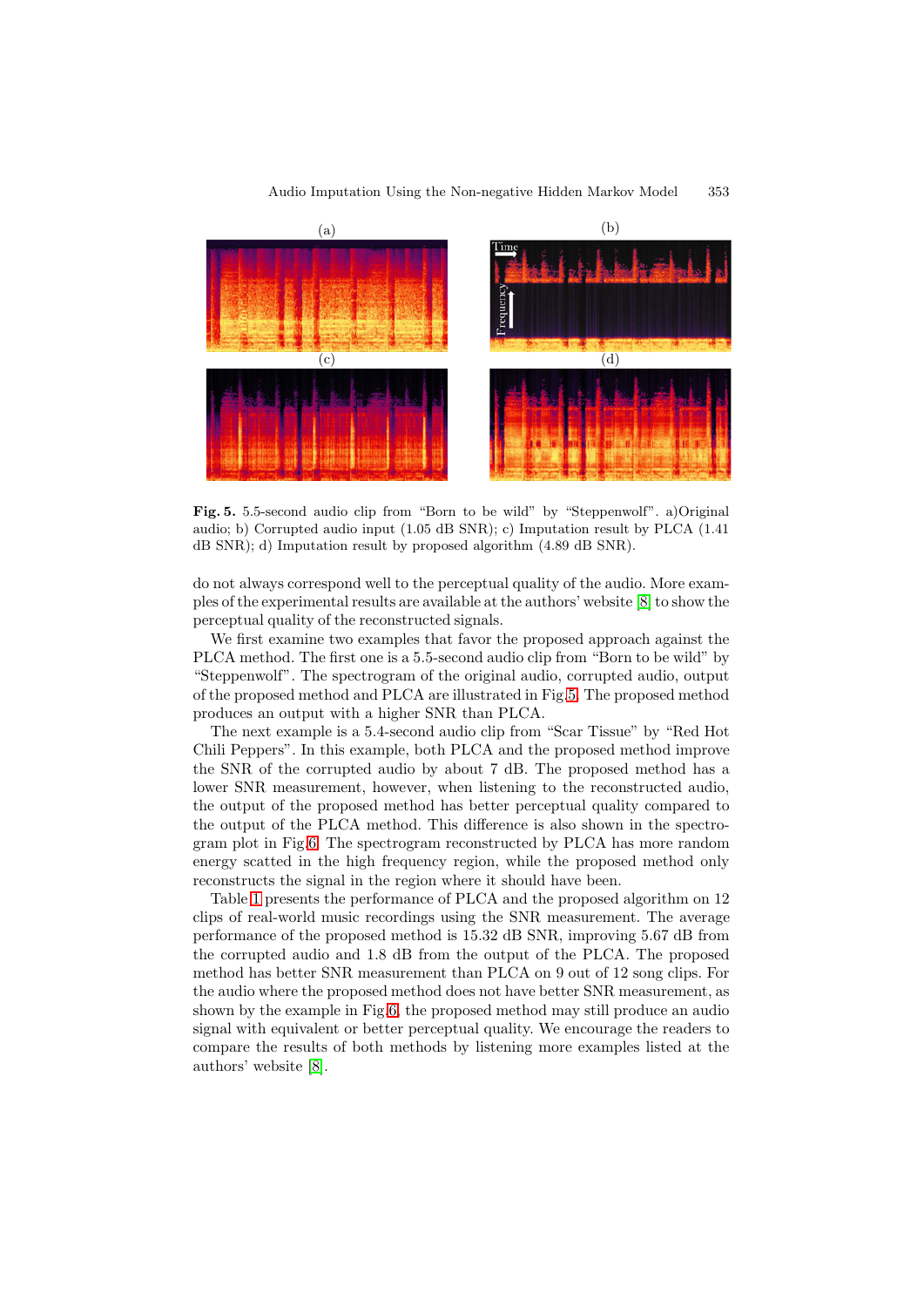**Fig. 5.** 5.5-second audio clip from "Born to be wild" by "Steppenwolf". a)Original audio; b) Corrupted audio input (1.05 dB SNR); c) Imputation result by PLCA (1.41 dB SNR); d) Imputation result by proposed algorithm (4.89 dB SNR).

do not always correspond well to the perceptual quality of the audio. More examples of the experimental results are available at the authors' website [8] to show the perceptual quality of the reconstructed signals.

We first examine two examples that favor the proposed approach against the PLCA method. The first one is a 5.5-second audio clip from "Born to be wild" by "Steppenwolf". The spectrogram of the original audio, corrupted audio, output of the proposed method and PLCA are illustrated in Fig.5. The proposed method produces an output with a higher SNR than PLCA.

The next example is a 5.4-second audio clip from "Scar Tissue" by "Red Hot Chili Peppers". In this example, both PLCA and the proposed method improve the SNR of the corrupted audio by about 7 dB. The proposed method has a lower SNR measurement, however, when listening to the reconstructed audio, the output of the proposed method has better perceptual quality compared to the output of the PLCA method. This difference is also shown in the spectrogram plot in Fig.6. The spectrogram reconstructed by PLCA has more random energy scattered in the high frequency region, while the proposed method only reconstructs the signal in the region where it should have been.

Table 1 presents the performance of PLCA and the proposed algorithm on 12 clips of real-world music recordings using the SNR measurement. The average performance of the proposed method is 15.32 dB SNR, improving 5.67 dB from the corrupted audio and 1.8 dB from the output of the PLCA. The proposed method has better SNR measurement than PLCA on 9 out of 12 song clips. For the audio where the proposed method does not have better SNR measurement, as shown by the example in Fig.6, the proposed method may still produce an audio signal with equivalent or better perceptual quality. We encourage the readers to compare the results of both methods by listening more examples listed at the authors' website [8].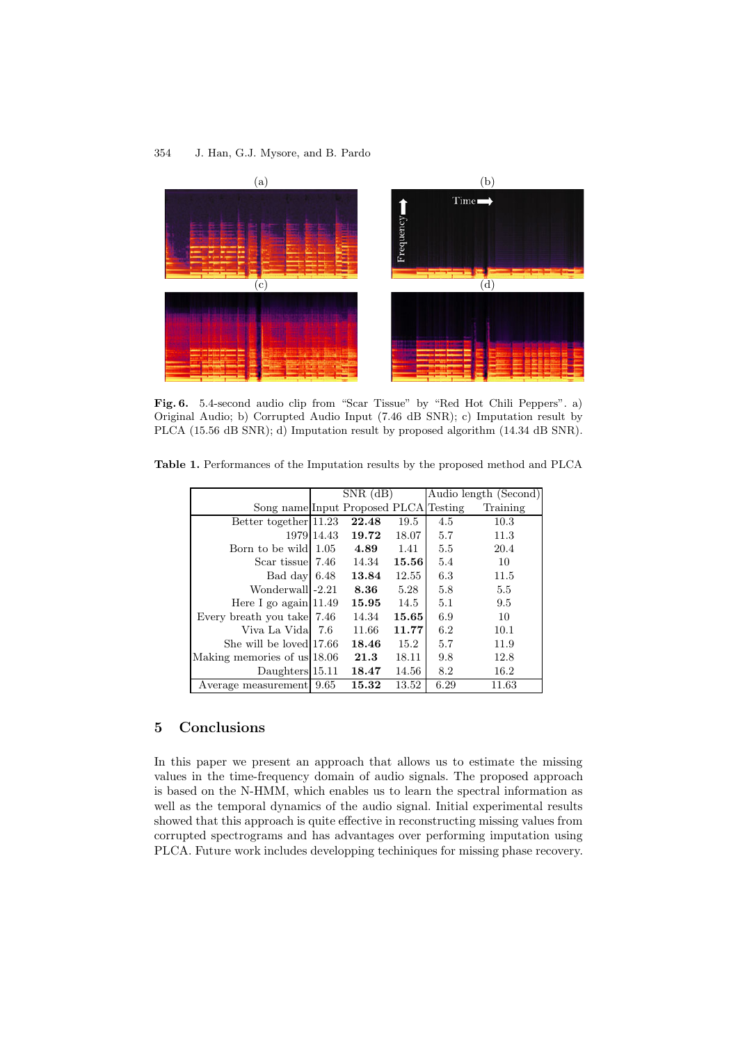**Fig. 6.** 5.4-second audio clip from "Scar Tissue" by "Red Hot Chili Peppers". a) Original Audio; b) Corrupted Audio Input (7.46 dB SNR); c) Imputation result by PLCA (15.56 dB SNR); d) Imputation result by proposed algorithm (14.34 dB SNR).

**Table 1.** Performances of the Imputation results by the proposed method and PLCA

| | SNR (dB) | | | Audio length (Second) | |
|---|---|---|---|---|---|
| Song name | Input | Proposed | PLCA | Testing | Training |
| Better together | 11.23 | **22.48** | 19.5 | 4.5 | 10.3 |
| 1979 | 14.43 | **19.72** | 18.07 | 5.7 | 11.3 |
| Born to be wild | 1.05 | **4.89** | 1.41 | 5.5 | 20.4 |
| Scar tissue | 7.46 | 14.34 | **15.56** | 5.4 | 10 |
| Bad day | 6.48 | **13.84** | 12.55 | 6.3 | 11.5 |
| Wonderwall | -2.21 | **8.36** | 5.28 | 5.8 | 5.5 |
| Here I go again | 11.49 | **15.95** | 14.5 | 5.1 | 9.5 |
| Every breath you take | 7.46 | 14.34 | **15.65** | 6.9 | 10 |
| Viva La Vida | 7.6 | 11.66 | **11.77** | 6.2 | 10.1 |
| She will be loved | 17.66 | **18.46** | 15.2 | 5.7 | 11.9 |
| Making memories of us | 18.06 | **21.3** | 18.11 | 9.8 | 12.8 |
| Daughters | 15.11 | **18.47** | 14.56 | 8.2 | 16.2 |
| Average measurement | 9.65 | **15.32** | 13.52 | 6.29 | 11.63 |

## 5 Conclusions

In this paper we present an approach that allows us to estimate the missing values in the time-frequency domain of audio signals. The proposed approach is based on the N-HMM, which enables us to learn the spectral information as well as the temporal dynamics of the audio signal. Initial experimental results showed that this approach is quite effective in reconstructing missing values from corrupted spectrograms and has advantages over performing imputation using PLCA. Future work includes developping techiniques for missing phase recovery.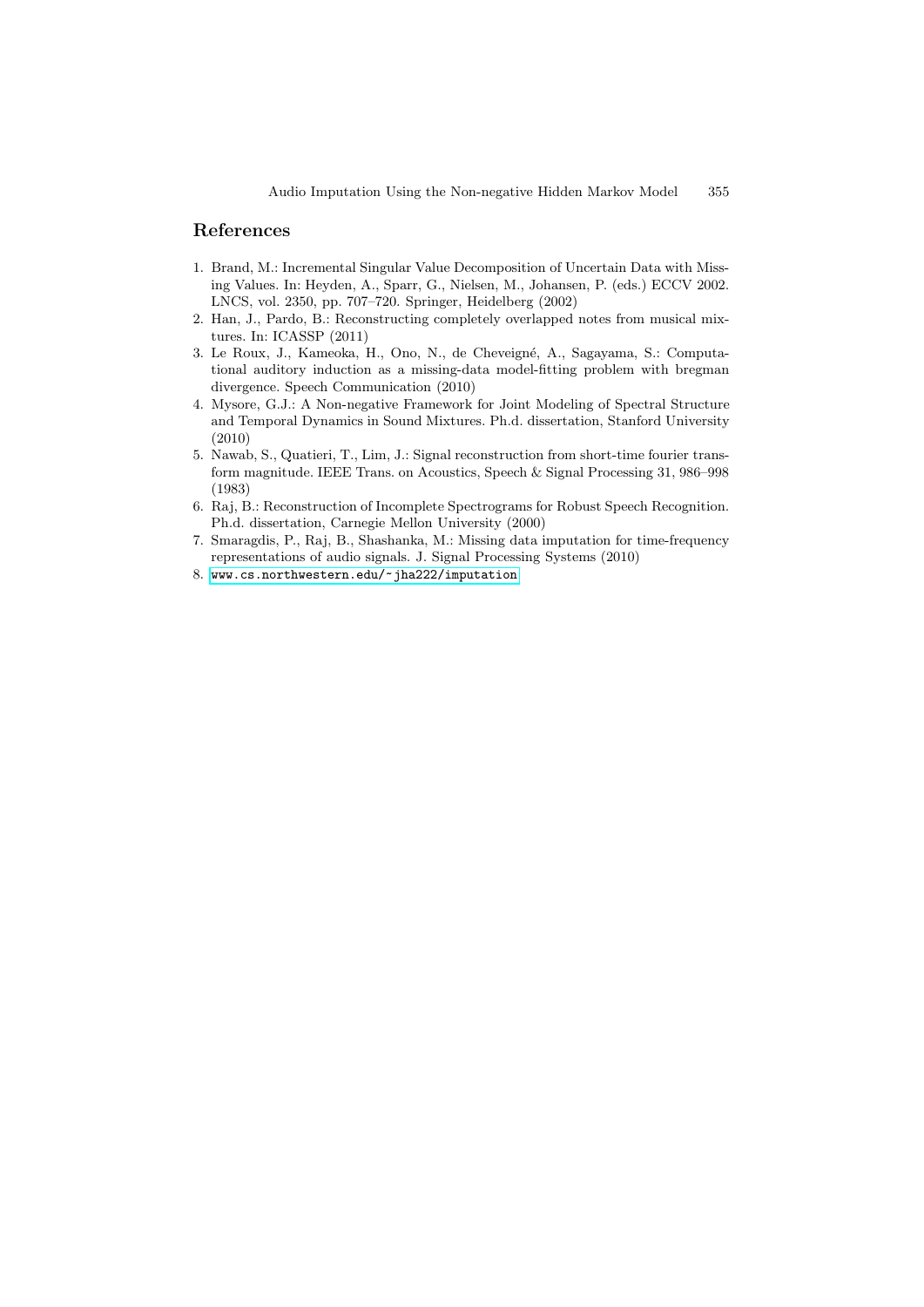## References

1. Brand, M.: Incremental Singular Value Decomposition of Uncertain Data with Missing Values. In: Heyden, A., Sparr, G., Nielsen, M., Johansen, P. (eds.) ECCV 2002. LNCS, vol. 2350, pp. 707–720. Springer, Heidelberg (2002)
2. Han, J., Pardo, B.: Reconstructing completely overlapped notes from musical mixtures. In: ICASSP (2011)
3. Le Roux, J., Kameoka, H., Ono, N., de Cheveigné, A., Sagayama, S.: Computational auditory induction as a missing-data model-fitting problem with bregman divergence. Speech Communication (2010)
4. Mysore, G.J.: A Non-negative Framework for Joint Modeling of Spectral Structure and Temporal Dynamics in Sound Mixtures. Ph.d. dissertation, Stanford University (2010)
5. Nawab, S., Quatieri, T., Lim, J.: Signal reconstruction from short-time fourier transform magnitude. IEEE Trans. on Acoustics, Speech & Signal Processing 31, 986–998 (1983)
6. Raj, B.: Reconstruction of Incomplete Spectrograms for Robust Speech Recognition. Ph.d. dissertation, Carnegie Mellon University (2000)
7. Smaragdis, P., Raj, B., Shashanka, M.: Missing data imputation for time-frequency representations of audio signals. J. Signal Processing Systems (2010)
8. www.cs.northwestern.edu/~jha222/imputation